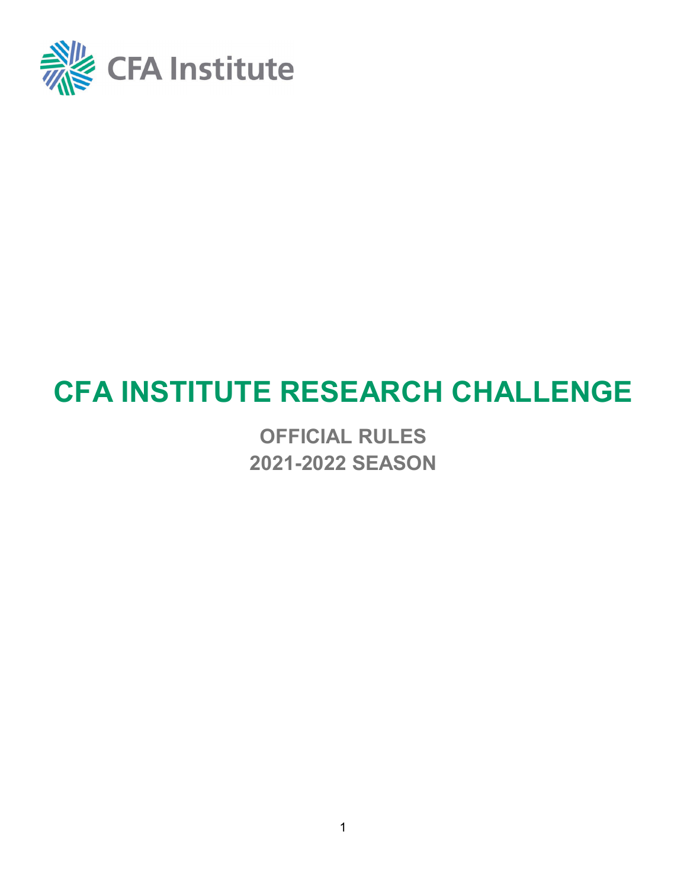CFA Institute

# CFA INSTITUTE RESEARCH CHALLENGE

## OFFICIAL RULES
## 2021-2022 SEASON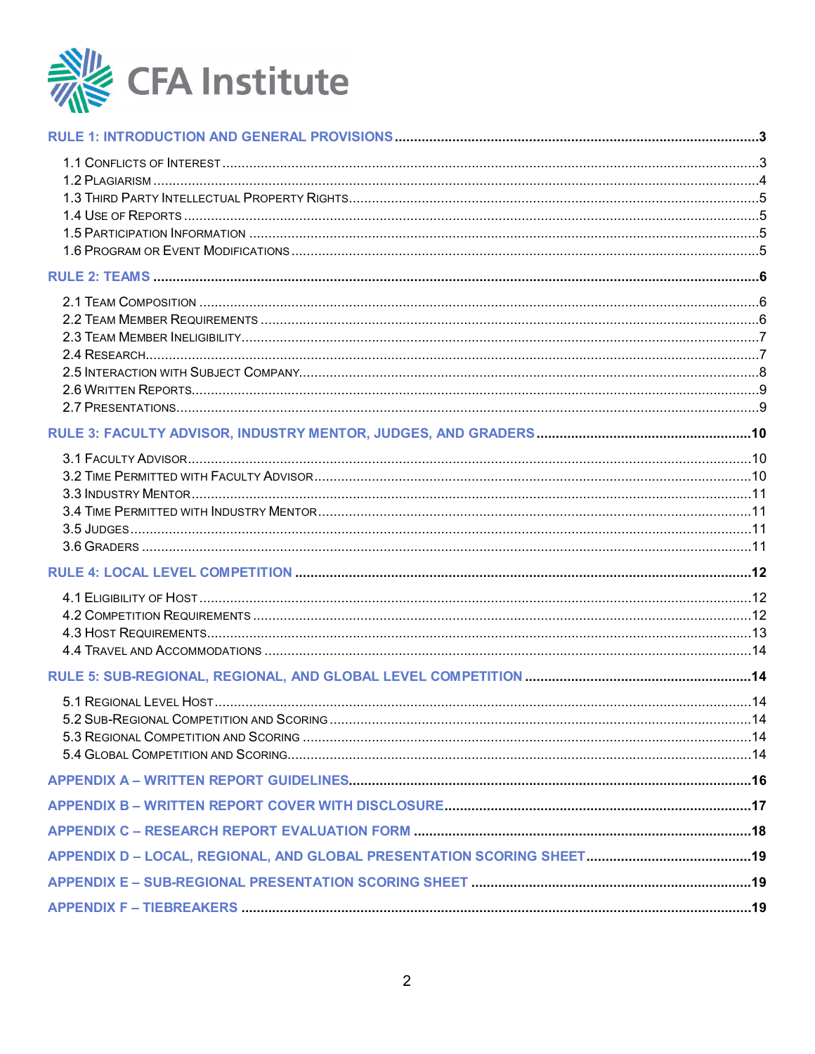CFA Institute

RULE 1: INTRODUCTION AND GENERAL PROVISIONS ..... 3

- 1.1 Conflicts of Interest ..... 3
- 1.2 Plagiarism ..... 4
- 1.3 Third Party Intellectual Property Rights ..... 5
- 1.4 Use of Reports ..... 5
- 1.5 Participation Information ..... 5
- 1.6 Program or Event Modifications ..... 5

RULE 2: TEAMS ..... 6

- 2.1 Team Composition ..... 6
- 2.2 Team Member Requirements ..... 6
- 2.3 Team Member Ineligibility ..... 7
- 2.4 Research ..... 7
- 2.5 Interaction with Subject Company ..... 8
- 2.6 Written Reports ..... 9
- 2.7 Presentations ..... 9

RULE 3: FACULTY ADVISOR, INDUSTRY MENTOR, JUDGES, AND GRADERS ..... 10

- 3.1 Faculty Advisor ..... 10
- 3.2 Time Permitted with Faculty Advisor ..... 10
- 3.3 Industry Mentor ..... 11
- 3.4 Time Permitted with Industry Mentor ..... 11
- 3.5 Judges ..... 11
- 3.6 Graders ..... 11

RULE 4: LOCAL LEVEL COMPETITION ..... 12

- 4.1 Eligibility of Host ..... 12
- 4.2 Competition Requirements ..... 12
- 4.3 Host Requirements ..... 13
- 4.4 Travel and Accommodations ..... 14

RULE 5: SUB-REGIONAL, REGIONAL, AND GLOBAL LEVEL COMPETITION ..... 14

- 5.1 Regional Level Host ..... 14
- 5.2 Sub-Regional Competition and Scoring ..... 14
- 5.3 Regional Competition and Scoring ..... 14
- 5.4 Global Competition and Scoring ..... 14

APPENDIX A – WRITTEN REPORT GUIDELINES ..... 16

APPENDIX B – WRITTEN REPORT COVER WITH DISCLOSURE ..... 17

APPENDIX C – RESEARCH REPORT EVALUATION FORM ..... 18

APPENDIX D – LOCAL, REGIONAL, AND GLOBAL PRESENTATION SCORING SHEET ..... 19

APPENDIX E – SUB-REGIONAL PRESENTATION SCORING SHEET ..... 19

APPENDIX F – TIEBREAKERS ..... 19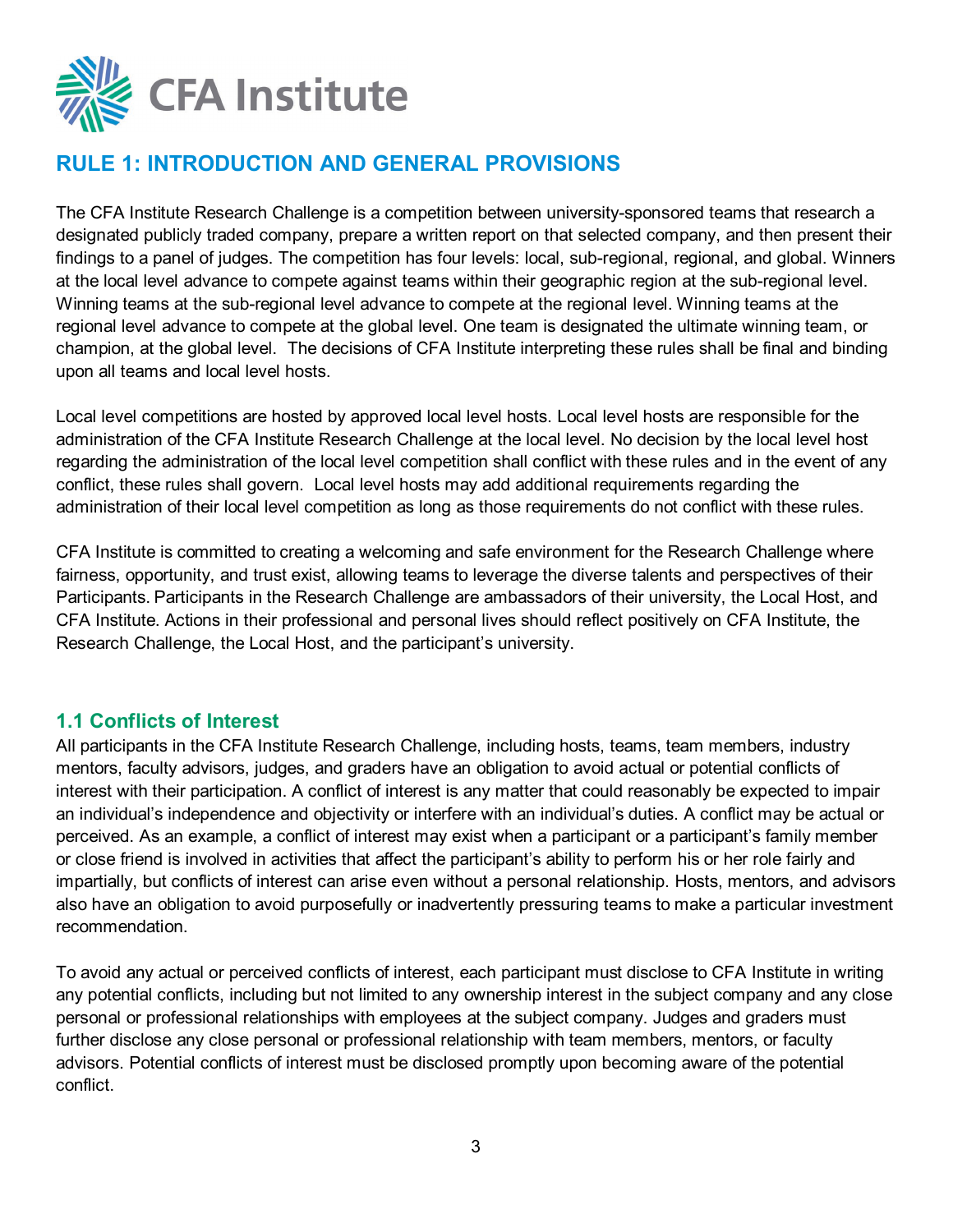## RULE 1: INTRODUCTION AND GENERAL PROVISIONS

The CFA Institute Research Challenge is a competition between university-sponsored teams that research a designated publicly traded company, prepare a written report on that selected company, and then present their findings to a panel of judges. The competition has four levels: local, sub-regional, regional, and global. Winners at the local level advance to compete against teams within their geographic region at the sub-regional level. Winning teams at the sub-regional level advance to compete at the regional level. Winning teams at the regional level advance to compete at the global level. One team is designated the ultimate winning team, or champion, at the global level. The decisions of CFA Institute interpreting these rules shall be final and binding upon all teams and local level hosts.

Local level competitions are hosted by approved local level hosts. Local level hosts are responsible for the administration of the CFA Institute Research Challenge at the local level. No decision by the local level host regarding the administration of the local level competition shall conflict with these rules and in the event of any conflict, these rules shall govern. Local level hosts may add additional requirements regarding the administration of their local level competition as long as those requirements do not conflict with these rules.

CFA Institute is committed to creating a welcoming and safe environment for the Research Challenge where fairness, opportunity, and trust exist, allowing teams to leverage the diverse talents and perspectives of their Participants. Participants in the Research Challenge are ambassadors of their university, the Local Host, and CFA Institute. Actions in their professional and personal lives should reflect positively on CFA Institute, the Research Challenge, the Local Host, and the participant's university.

### 1.1 Conflicts of Interest

All participants in the CFA Institute Research Challenge, including hosts, teams, team members, industry mentors, faculty advisors, judges, and graders have an obligation to avoid actual or potential conflicts of interest with their participation. A conflict of interest is any matter that could reasonably be expected to impair an individual's independence and objectivity or interfere with an individual's duties. A conflict may be actual or perceived. As an example, a conflict of interest may exist when a participant or a participant's family member or close friend is involved in activities that affect the participant's ability to perform his or her role fairly and impartially, but conflicts of interest can arise even without a personal relationship. Hosts, mentors, and advisors also have an obligation to avoid purposefully or inadvertently pressuring teams to make a particular investment recommendation.

To avoid any actual or perceived conflicts of interest, each participant must disclose to CFA Institute in writing any potential conflicts, including but not limited to any ownership interest in the subject company and any close personal or professional relationships with employees at the subject company. Judges and graders must further disclose any close personal or professional relationship with team members, mentors, or faculty advisors. Potential conflicts of interest must be disclosed promptly upon becoming aware of the potential conflict.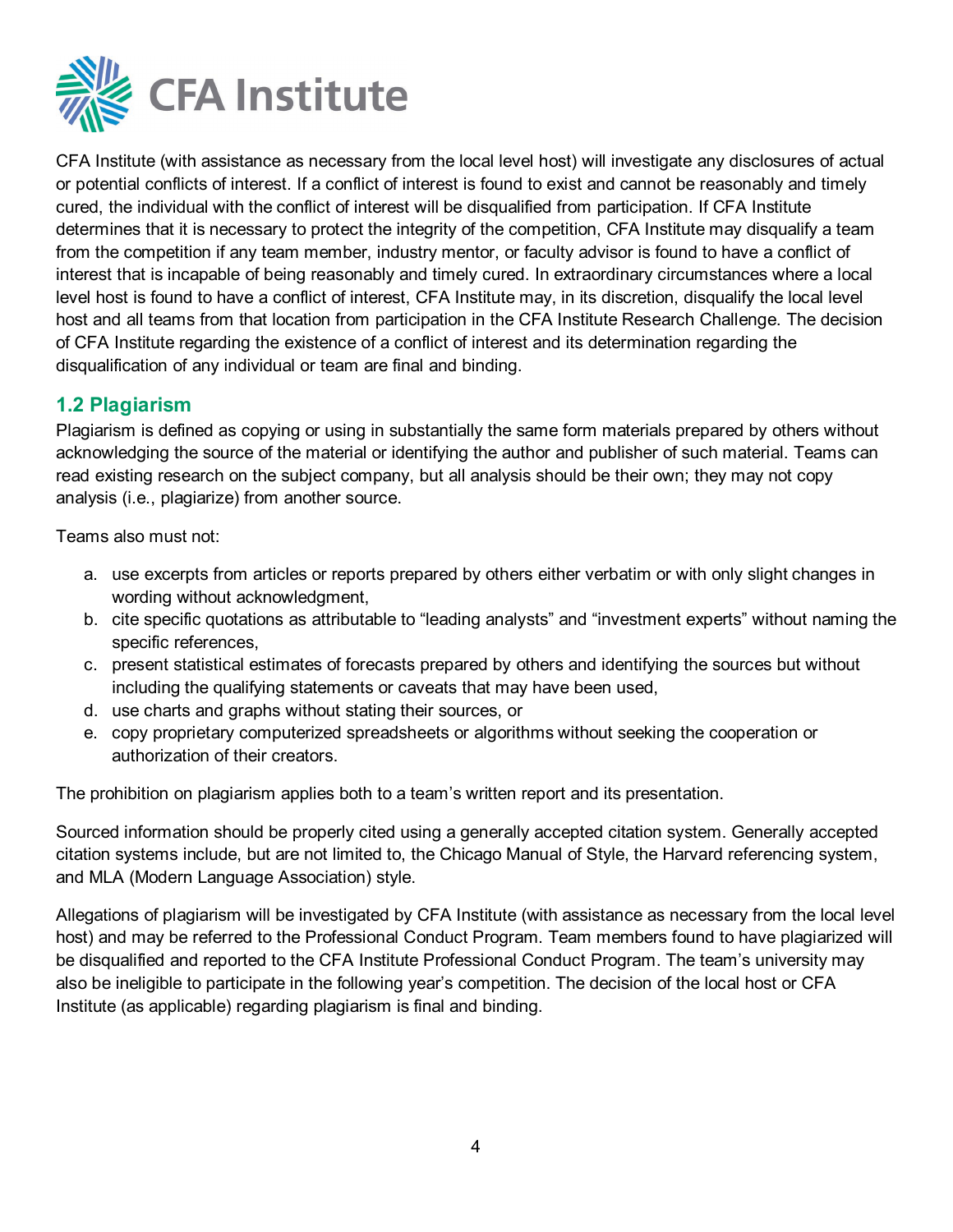CFA Institute (with assistance as necessary from the local level host) will investigate any disclosures of actual or potential conflicts of interest. If a conflict of interest is found to exist and cannot be reasonably and timely cured, the individual with the conflict of interest will be disqualified from participation. If CFA Institute determines that it is necessary to protect the integrity of the competition, CFA Institute may disqualify a team from the competition if any team member, industry mentor, or faculty advisor is found to have a conflict of interest that is incapable of being reasonably and timely cured. In extraordinary circumstances where a local level host is found to have a conflict of interest, CFA Institute may, in its discretion, disqualify the local level host and all teams from that location from participation in the CFA Institute Research Challenge. The decision of CFA Institute regarding the existence of a conflict of interest and its determination regarding the disqualification of any individual or team are final and binding.

### 1.2 Plagiarism

Plagiarism is defined as copying or using in substantially the same form materials prepared by others without acknowledging the source of the material or identifying the author and publisher of such material. Teams can read existing research on the subject company, but all analysis should be their own; they may not copy analysis (i.e., plagiarize) from another source.

Teams also must not:

a. use excerpts from articles or reports prepared by others either verbatim or with only slight changes in wording without acknowledgment,
b. cite specific quotations as attributable to "leading analysts" and "investment experts" without naming the specific references,
c. present statistical estimates of forecasts prepared by others and identifying the sources but without including the qualifying statements or caveats that may have been used,
d. use charts and graphs without stating their sources, or
e. copy proprietary computerized spreadsheets or algorithms without seeking the cooperation or authorization of their creators.

The prohibition on plagiarism applies both to a team's written report and its presentation.

Sourced information should be properly cited using a generally accepted citation system. Generally accepted citation systems include, but are not limited to, the Chicago Manual of Style, the Harvard referencing system, and MLA (Modern Language Association) style.

Allegations of plagiarism will be investigated by CFA Institute (with assistance as necessary from the local level host) and may be referred to the Professional Conduct Program. Team members found to have plagiarized will be disqualified and reported to the CFA Institute Professional Conduct Program. The team's university may also be ineligible to participate in the following year's competition. The decision of the local host or CFA Institute (as applicable) regarding plagiarism is final and binding.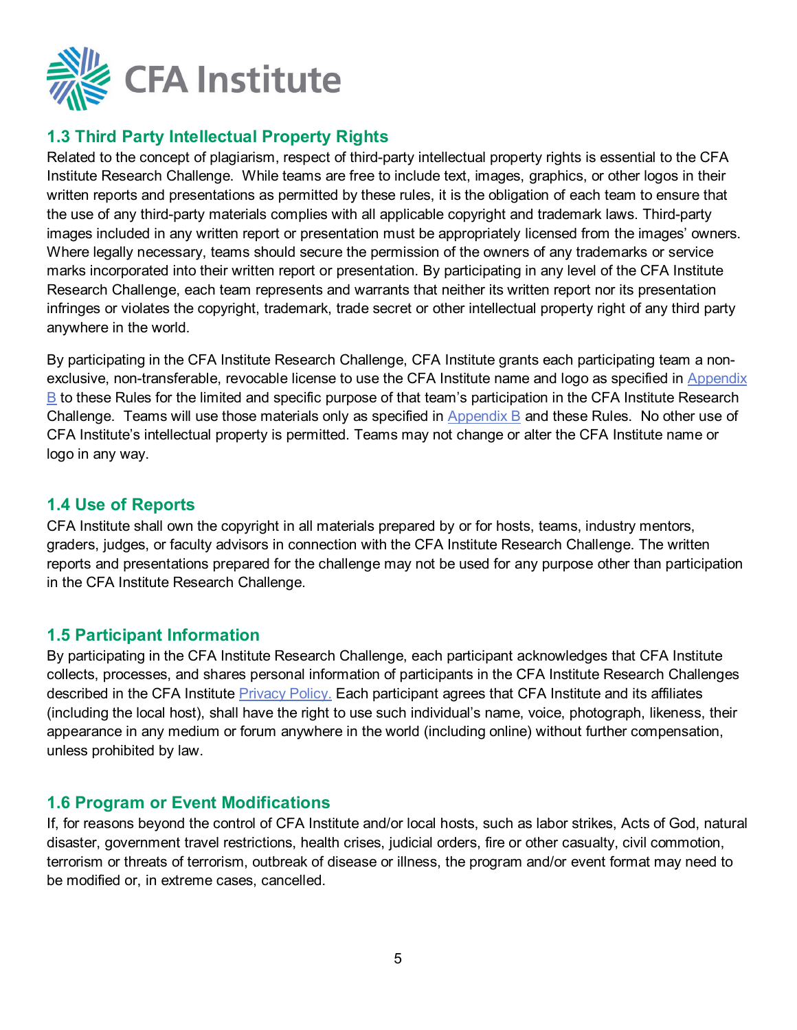## 1.3 Third Party Intellectual Property Rights

Related to the concept of plagiarism, respect of third-party intellectual property rights is essential to the CFA Institute Research Challenge. While teams are free to include text, images, graphics, or other logos in their written reports and presentations as permitted by these rules, it is the obligation of each team to ensure that the use of any third-party materials complies with all applicable copyright and trademark laws. Third-party images included in any written report or presentation must be appropriately licensed from the images' owners. Where legally necessary, teams should secure the permission of the owners of any trademarks or service marks incorporated into their written report or presentation. By participating in any level of the CFA Institute Research Challenge, each team represents and warrants that neither its written report nor its presentation infringes or violates the copyright, trademark, trade secret or other intellectual property right of any third party anywhere in the world.

By participating in the CFA Institute Research Challenge, CFA Institute grants each participating team a non-exclusive, non-transferable, revocable license to use the CFA Institute name and logo as specified in Appendix B to these Rules for the limited and specific purpose of that team's participation in the CFA Institute Research Challenge. Teams will use those materials only as specified in Appendix B and these Rules. No other use of CFA Institute's intellectual property is permitted. Teams may not change or alter the CFA Institute name or logo in any way.

## 1.4 Use of Reports

CFA Institute shall own the copyright in all materials prepared by or for hosts, teams, industry mentors, graders, judges, or faculty advisors in connection with the CFA Institute Research Challenge. The written reports and presentations prepared for the challenge may not be used for any purpose other than participation in the CFA Institute Research Challenge.

## 1.5 Participant Information

By participating in the CFA Institute Research Challenge, each participant acknowledges that CFA Institute collects, processes, and shares personal information of participants in the CFA Institute Research Challenges described in the CFA Institute Privacy Policy. Each participant agrees that CFA Institute and its affiliates (including the local host), shall have the right to use such individual's name, voice, photograph, likeness, their appearance in any medium or forum anywhere in the world (including online) without further compensation, unless prohibited by law.

## 1.6 Program or Event Modifications

If, for reasons beyond the control of CFA Institute and/or local hosts, such as labor strikes, Acts of God, natural disaster, government travel restrictions, health crises, judicial orders, fire or other casualty, civil commotion, terrorism or threats of terrorism, outbreak of disease or illness, the program and/or event format may need to be modified or, in extreme cases, cancelled.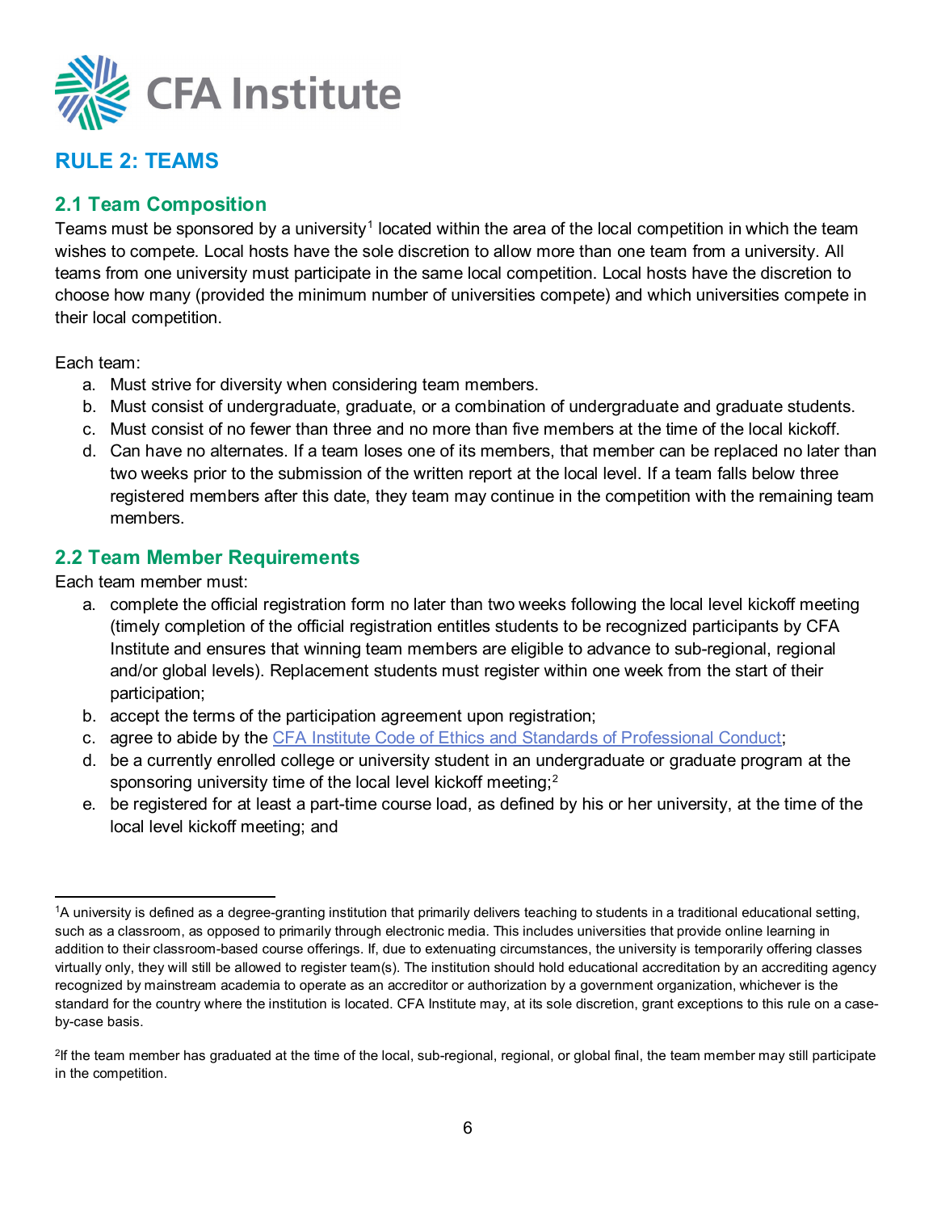# RULE 2: TEAMS

## 2.1 Team Composition

Teams must be sponsored by a university[1] located within the area of the local competition in which the team wishes to compete. Local hosts have the sole discretion to allow more than one team from a university. All teams from one university must participate in the same local competition. Local hosts have the discretion to choose how many (provided the minimum number of universities compete) and which universities compete in their local competition.

Each team:

a. Must strive for diversity when considering team members.
b. Must consist of undergraduate, graduate, or a combination of undergraduate and graduate students.
c. Must consist of no fewer than three and no more than five members at the time of the local kickoff.
d. Can have no alternates. If a team loses one of its members, that member can be replaced no later than two weeks prior to the submission of the written report at the local level. If a team falls below three registered members after this date, they team may continue in the competition with the remaining team members.

## 2.2 Team Member Requirements

Each team member must:

a. complete the official registration form no later than two weeks following the local level kickoff meeting (timely completion of the official registration entitles students to be recognized participants by CFA Institute and ensures that winning team members are eligible to advance to sub-regional, regional and/or global levels). Replacement students must register within one week from the start of their participation;
b. accept the terms of the participation agreement upon registration;
c. agree to abide by the [CFA Institute Code of Ethics and Standards of Professional Conduct];
d. be a currently enrolled college or university student in an undergraduate or graduate program at the sponsoring university time of the local level kickoff meeting;[2]
e. be registered for at least a part-time course load, as defined by his or her university, at the time of the local level kickoff meeting; and

---

[1]A university is defined as a degree-granting institution that primarily delivers teaching to students in a traditional educational setting, such as a classroom, as opposed to primarily through electronic media. This includes universities that provide online learning in addition to their classroom-based course offerings. If, due to extenuating circumstances, the university is temporarily offering classes virtually only, they will still be allowed to register team(s). The institution should hold educational accreditation by an accrediting agency recognized by mainstream academia to operate as an accreditor or authorization by a government organization, whichever is the standard for the country where the institution is located. CFA Institute may, at its sole discretion, grant exceptions to this rule on a case-by-case basis.

[2]If the team member has graduated at the time of the local, sub-regional, regional, or global final, the team member may still participate in the competition.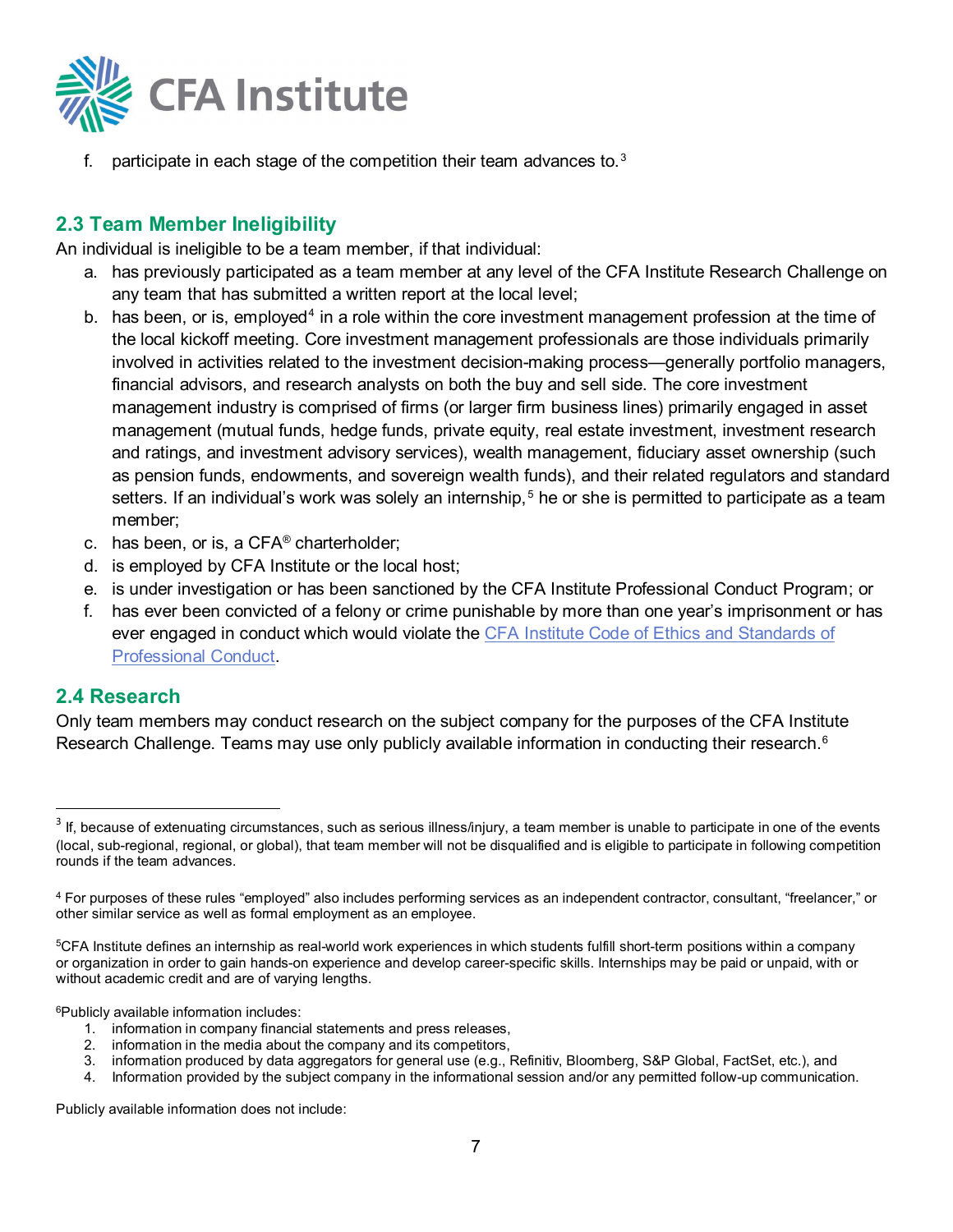f. participate in each stage of the competition their team advances to.[3]

## 2.3 Team Member Ineligibility

An individual is ineligible to be a team member, if that individual:

a. has previously participated as a team member at any level of the CFA Institute Research Challenge on any team that has submitted a written report at the local level;
b. has been, or is, employed[4] in a role within the core investment management profession at the time of the local kickoff meeting. Core investment management professionals are those individuals primarily involved in activities related to the investment decision-making process—generally portfolio managers, financial advisors, and research analysts on both the buy and sell side. The core investment management industry is comprised of firms (or larger firm business lines) primarily engaged in asset management (mutual funds, hedge funds, private equity, real estate investment, investment research and ratings, and investment advisory services), wealth management, fiduciary asset ownership (such as pension funds, endowments, and sovereign wealth funds), and their related regulators and standard setters. If an individual's work was solely an internship,[5] he or she is permitted to participate as a team member;
c. has been, or is, a CFA® charterholder;
d. is employed by CFA Institute or the local host;
e. is under investigation or has been sanctioned by the CFA Institute Professional Conduct Program; or
f. has ever been convicted of a felony or crime punishable by more than one year's imprisonment or has ever engaged in conduct which would violate the [CFA Institute Code of Ethics and Standards of Professional Conduct](#).

## 2.4 Research

Only team members may conduct research on the subject company for the purposes of the CFA Institute Research Challenge. Teams may use only publicly available information in conducting their research.[6]

---

[3] If, because of extenuating circumstances, such as serious illness/injury, a team member is unable to participate in one of the events (local, sub-regional, regional, or global), that team member will not be disqualified and is eligible to participate in following competition rounds if the team advances.

[4] For purposes of these rules "employed" also includes performing services as an independent contractor, consultant, "freelancer," or other similar service as well as formal employment as an employee.

[5] CFA Institute defines an internship as real-world work experiences in which students fulfill short-term positions within a company or organization in order to gain hands-on experience and develop career-specific skills. Internships may be paid or unpaid, with or without academic credit and are of varying lengths.

[6] Publicly available information includes:

1. information in company financial statements and press releases,
2. information in the media about the company and its competitors,
3. information produced by data aggregators for general use (e.g., Refinitiv, Bloomberg, S&P Global, FactSet, etc.), and
4. Information provided by the subject company in the informational session and/or any permitted follow-up communication.

Publicly available information does not include: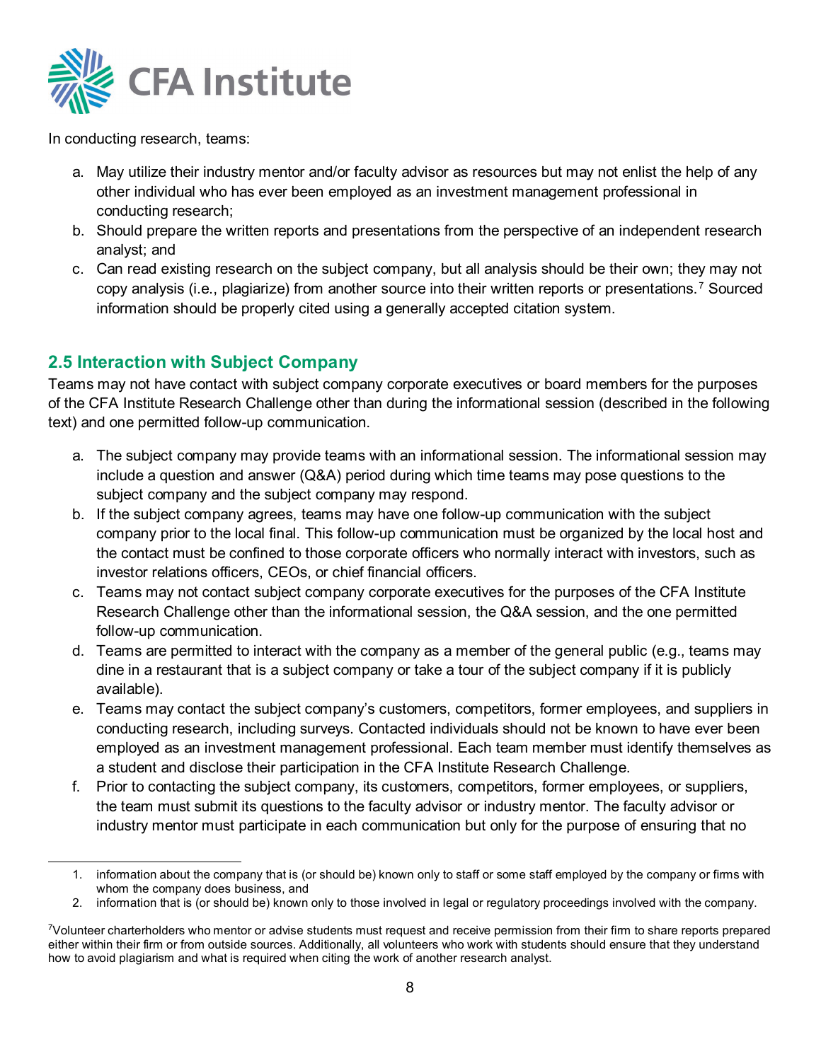In conducting research, teams:

a. May utilize their industry mentor and/or faculty advisor as resources but may not enlist the help of any other individual who has ever been employed as an investment management professional in conducting research;
b. Should prepare the written reports and presentations from the perspective of an independent research analyst; and
c. Can read existing research on the subject company, but all analysis should be their own; they may not copy analysis (i.e., plagiarize) from another source into their written reports or presentations.[7] Sourced information should be properly cited using a generally accepted citation system.

## 2.5 Interaction with Subject Company

Teams may not have contact with subject company corporate executives or board members for the purposes of the CFA Institute Research Challenge other than during the informational session (described in the following text) and one permitted follow-up communication.

a. The subject company may provide teams with an informational session. The informational session may include a question and answer (Q&A) period during which time teams may pose questions to the subject company and the subject company may respond.
b. If the subject company agrees, teams may have one follow-up communication with the subject company prior to the local final. This follow-up communication must be organized by the local host and the contact must be confined to those corporate officers who normally interact with investors, such as investor relations officers, CEOs, or chief financial officers.
c. Teams may not contact subject company corporate executives for the purposes of the CFA Institute Research Challenge other than the informational session, the Q&A session, and the one permitted follow-up communication.
d. Teams are permitted to interact with the company as a member of the general public (e.g., teams may dine in a restaurant that is a subject company or take a tour of the subject company if it is publicly available).
e. Teams may contact the subject company's customers, competitors, former employees, and suppliers in conducting research, including surveys. Contacted individuals should not be known to have ever been employed as an investment management professional. Each team member must identify themselves as a student and disclose their participation in the CFA Institute Research Challenge.
f. Prior to contacting the subject company, its customers, competitors, former employees, or suppliers, the team must submit its questions to the faculty advisor or industry mentor. The faculty advisor or industry mentor must participate in each communication but only for the purpose of ensuring that no

---

1. information about the company that is (or should be) known only to staff or some staff employed by the company or firms with whom the company does business, and
2. information that is (or should be) known only to those involved in legal or regulatory proceedings involved with the company.

[7] Volunteer charterholders who mentor or advise students must request and receive permission from their firm to share reports prepared either within their firm or from outside sources. Additionally, all volunteers who work with students should ensure that they understand how to avoid plagiarism and what is required when citing the work of another research analyst.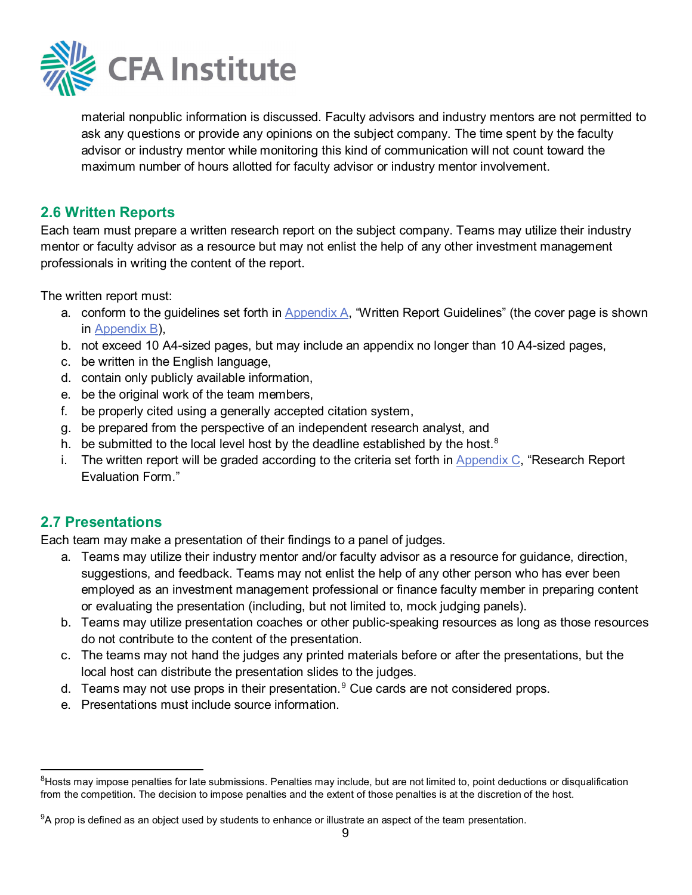material nonpublic information is discussed. Faculty advisors and industry mentors are not permitted to ask any questions or provide any opinions on the subject company. The time spent by the faculty advisor or industry mentor while monitoring this kind of communication will not count toward the maximum number of hours allotted for faculty advisor or industry mentor involvement.

## 2.6 Written Reports

Each team must prepare a written research report on the subject company. Teams may utilize their industry mentor or faculty advisor as a resource but may not enlist the help of any other investment management professionals in writing the content of the report.

The written report must:

a. conform to the guidelines set forth in Appendix A, "Written Report Guidelines" (the cover page is shown in Appendix B),
b. not exceed 10 A4-sized pages, but may include an appendix no longer than 10 A4-sized pages,
c. be written in the English language,
d. contain only publicly available information,
e. be the original work of the team members,
f. be properly cited using a generally accepted citation system,
g. be prepared from the perspective of an independent research analyst, and
h. be submitted to the local level host by the deadline established by the host.[8]
i. The written report will be graded according to the criteria set forth in Appendix C, "Research Report Evaluation Form."

## 2.7 Presentations

Each team may make a presentation of their findings to a panel of judges.

a. Teams may utilize their industry mentor and/or faculty advisor as a resource for guidance, direction, suggestions, and feedback. Teams may not enlist the help of any other person who has ever been employed as an investment management professional or finance faculty member in preparing content or evaluating the presentation (including, but not limited to, mock judging panels).
b. Teams may utilize presentation coaches or other public-speaking resources as long as those resources do not contribute to the content of the presentation.
c. The teams may not hand the judges any printed materials before or after the presentations, but the local host can distribute the presentation slides to the judges.
d. Teams may not use props in their presentation.[9] Cue cards are not considered props.
e. Presentations must include source information.

---

[8]Hosts may impose penalties for late submissions. Penalties may include, but are not limited to, point deductions or disqualification from the competition. The decision to impose penalties and the extent of those penalties is at the discretion of the host.

[9]A prop is defined as an object used by students to enhance or illustrate an aspect of the team presentation.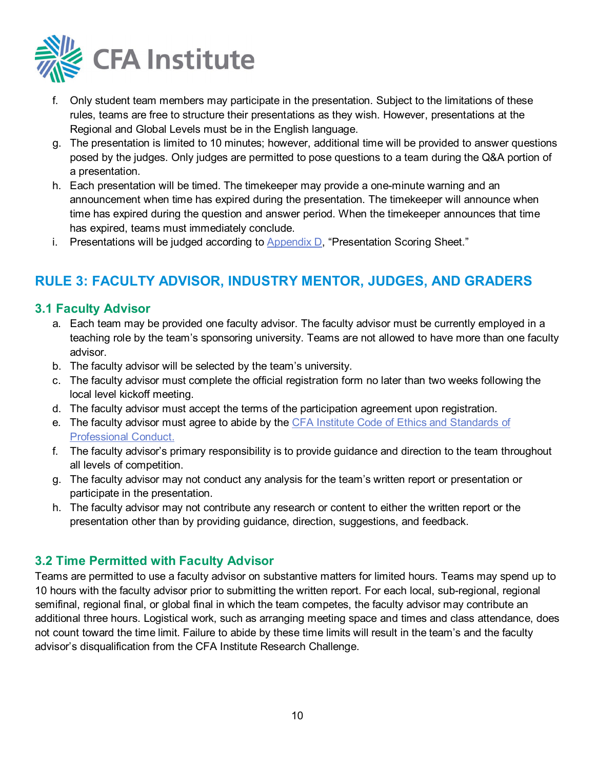f. Only student team members may participate in the presentation. Subject to the limitations of these rules, teams are free to structure their presentations as they wish. However, presentations at the Regional and Global Levels must be in the English language.
g. The presentation is limited to 10 minutes; however, additional time will be provided to answer questions posed by the judges. Only judges are permitted to pose questions to a team during the Q&A portion of a presentation.
h. Each presentation will be timed. The timekeeper may provide a one-minute warning and an announcement when time has expired during the presentation. The timekeeper will announce when time has expired during the question and answer period. When the timekeeper announces that time has expired, teams must immediately conclude.
i. Presentations will be judged according to Appendix D, "Presentation Scoring Sheet."

## RULE 3: FACULTY ADVISOR, INDUSTRY MENTOR, JUDGES, AND GRADERS

### 3.1 Faculty Advisor

a. Each team may be provided one faculty advisor. The faculty advisor must be currently employed in a teaching role by the team's sponsoring university. Teams are not allowed to have more than one faculty advisor.
b. The faculty advisor will be selected by the team's university.
c. The faculty advisor must complete the official registration form no later than two weeks following the local level kickoff meeting.
d. The faculty advisor must accept the terms of the participation agreement upon registration.
e. The faculty advisor must agree to abide by the CFA Institute Code of Ethics and Standards of Professional Conduct.
f. The faculty advisor's primary responsibility is to provide guidance and direction to the team throughout all levels of competition.
g. The faculty advisor may not conduct any analysis for the team's written report or presentation or participate in the presentation.
h. The faculty advisor may not contribute any research or content to either the written report or the presentation other than by providing guidance, direction, suggestions, and feedback.

### 3.2 Time Permitted with Faculty Advisor

Teams are permitted to use a faculty advisor on substantive matters for limited hours. Teams may spend up to 10 hours with the faculty advisor prior to submitting the written report. For each local, sub-regional, regional semifinal, regional final, or global final in which the team competes, the faculty advisor may contribute an additional three hours. Logistical work, such as arranging meeting space and times and class attendance, does not count toward the time limit. Failure to abide by these time limits will result in the team's and the faculty advisor's disqualification from the CFA Institute Research Challenge.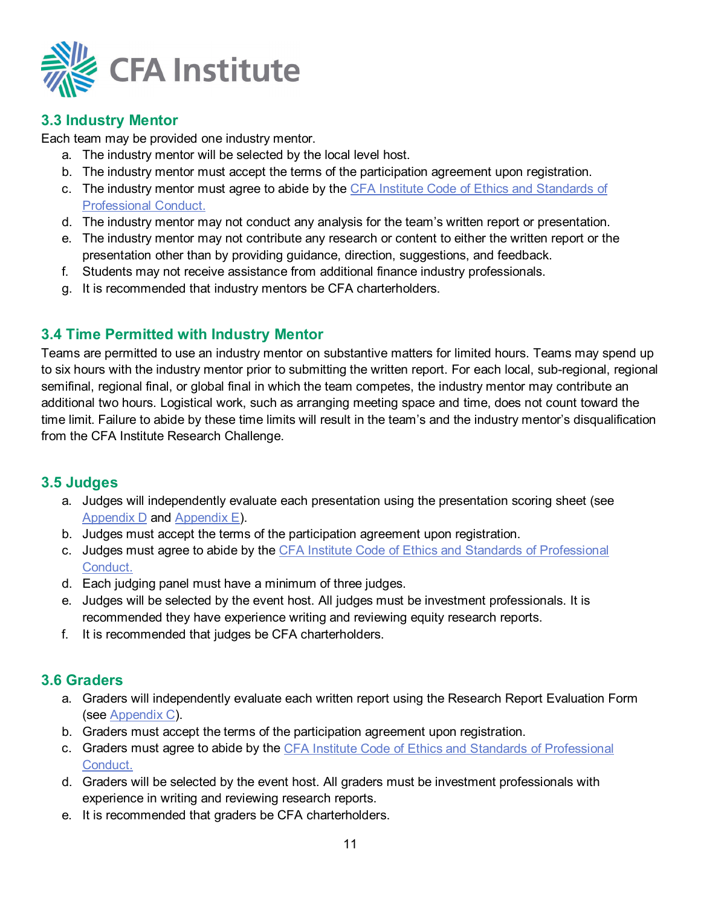### 3.3 Industry Mentor

Each team may be provided one industry mentor.

a. The industry mentor will be selected by the local level host.
b. The industry mentor must accept the terms of the participation agreement upon registration.
c. The industry mentor must agree to abide by the [CFA Institute Code of Ethics and Standards of Professional Conduct.]()
d. The industry mentor may not conduct any analysis for the team's written report or presentation.
e. The industry mentor may not contribute any research or content to either the written report or the presentation other than by providing guidance, direction, suggestions, and feedback.
f. Students may not receive assistance from additional finance industry professionals.
g. It is recommended that industry mentors be CFA charterholders.

### 3.4 Time Permitted with Industry Mentor

Teams are permitted to use an industry mentor on substantive matters for limited hours. Teams may spend up to six hours with the industry mentor prior to submitting the written report. For each local, sub-regional, regional semifinal, regional final, or global final in which the team competes, the industry mentor may contribute an additional two hours. Logistical work, such as arranging meeting space and time, does not count toward the time limit. Failure to abide by these time limits will result in the team's and the industry mentor's disqualification from the CFA Institute Research Challenge.

### 3.5 Judges

a. Judges will independently evaluate each presentation using the presentation scoring sheet (see [Appendix D]() and [Appendix E]()).
b. Judges must accept the terms of the participation agreement upon registration.
c. Judges must agree to abide by the [CFA Institute Code of Ethics and Standards of Professional Conduct.]()
d. Each judging panel must have a minimum of three judges.
e. Judges will be selected by the event host. All judges must be investment professionals. It is recommended they have experience writing and reviewing equity research reports.
f. It is recommended that judges be CFA charterholders.

### 3.6 Graders

a. Graders will independently evaluate each written report using the Research Report Evaluation Form (see [Appendix C]()).
b. Graders must accept the terms of the participation agreement upon registration.
c. Graders must agree to abide by the [CFA Institute Code of Ethics and Standards of Professional Conduct.]()
d. Graders will be selected by the event host. All graders must be investment professionals with experience in writing and reviewing research reports.
e. It is recommended that graders be CFA charterholders.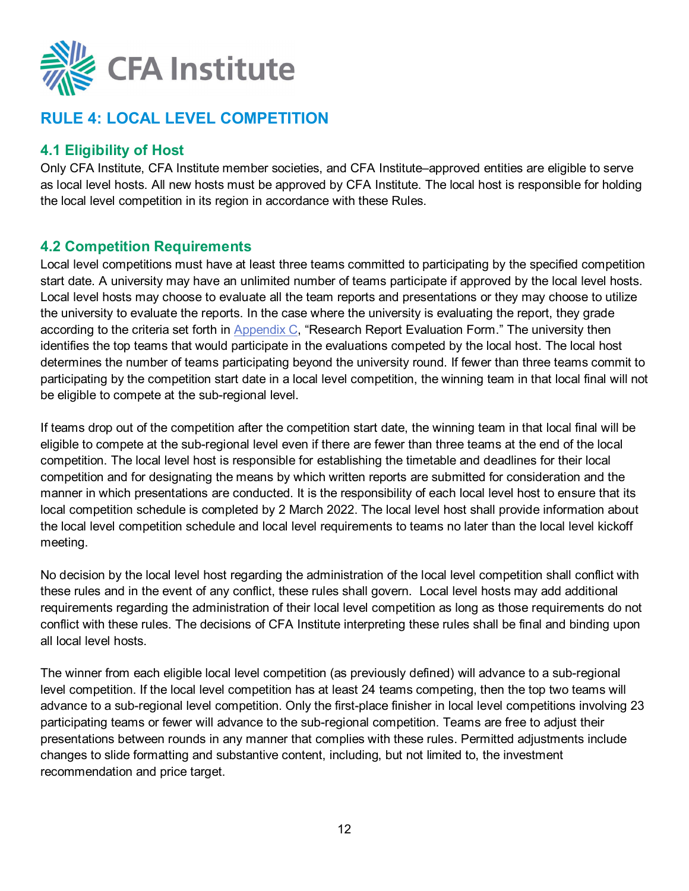## RULE 4: LOCAL LEVEL COMPETITION

### 4.1 Eligibility of Host

Only CFA Institute, CFA Institute member societies, and CFA Institute–approved entities are eligible to serve as local level hosts. All new hosts must be approved by CFA Institute. The local host is responsible for holding the local level competition in its region in accordance with these Rules.

### 4.2 Competition Requirements

Local level competitions must have at least three teams committed to participating by the specified competition start date. A university may have an unlimited number of teams participate if approved by the local level hosts. Local level hosts may choose to evaluate all the team reports and presentations or they may choose to utilize the university to evaluate the reports. In the case where the university is evaluating the report, they grade according to the criteria set forth in Appendix C, "Research Report Evaluation Form." The university then identifies the top teams that would participate in the evaluations competed by the local host. The local host determines the number of teams participating beyond the university round. If fewer than three teams commit to participating by the competition start date in a local level competition, the winning team in that local final will not be eligible to compete at the sub-regional level.

If teams drop out of the competition after the competition start date, the winning team in that local final will be eligible to compete at the sub-regional level even if there are fewer than three teams at the end of the local competition. The local level host is responsible for establishing the timetable and deadlines for their local competition and for designating the means by which written reports are submitted for consideration and the manner in which presentations are conducted. It is the responsibility of each local level host to ensure that its local competition schedule is completed by 2 March 2022. The local level host shall provide information about the local level competition schedule and local level requirements to teams no later than the local level kickoff meeting.

No decision by the local level host regarding the administration of the local level competition shall conflict with these rules and in the event of any conflict, these rules shall govern. Local level hosts may add additional requirements regarding the administration of their local level competition as long as those requirements do not conflict with these rules. The decisions of CFA Institute interpreting these rules shall be final and binding upon all local level hosts.

The winner from each eligible local level competition (as previously defined) will advance to a sub-regional level competition. If the local level competition has at least 24 teams competing, then the top two teams will advance to a sub-regional level competition. Only the first-place finisher in local level competitions involving 23 participating teams or fewer will advance to the sub-regional competition. Teams are free to adjust their presentations between rounds in any manner that complies with these rules. Permitted adjustments include changes to slide formatting and substantive content, including, but not limited to, the investment recommendation and price target.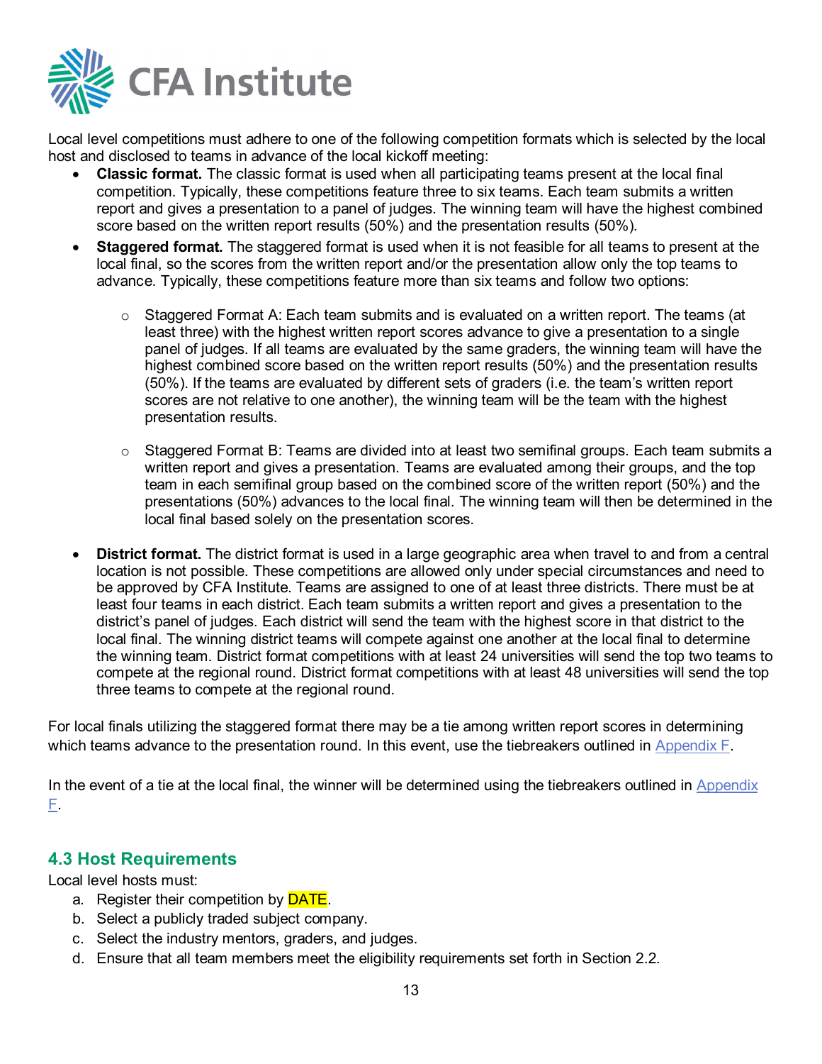Local level competitions must adhere to one of the following competition formats which is selected by the local host and disclosed to teams in advance of the local kickoff meeting:

- **Classic format.** The classic format is used when all participating teams present at the local final competition. Typically, these competitions feature three to six teams. Each team submits a written report and gives a presentation to a panel of judges. The winning team will have the highest combined score based on the written report results (50%) and the presentation results (50%).
- **Staggered format.** The staggered format is used when it is not feasible for all teams to present at the local final, so the scores from the written report and/or the presentation allow only the top teams to advance. Typically, these competitions feature more than six teams and follow two options:
    - Staggered Format A: Each team submits and is evaluated on a written report. The teams (at least three) with the highest written report scores advance to give a presentation to a single panel of judges. If all teams are evaluated by the same graders, the winning team will have the highest combined score based on the written report results (50%) and the presentation results (50%). If the teams are evaluated by different sets of graders (i.e. the team's written report scores are not relative to one another), the winning team will be the team with the highest presentation results.
    - Staggered Format B: Teams are divided into at least two semifinal groups. Each team submits a written report and gives a presentation. Teams are evaluated among their groups, and the top team in each semifinal group based on the combined score of the written report (50%) and the presentations (50%) advances to the local final. The winning team will then be determined in the local final based solely on the presentation scores.
- **District format.** The district format is used in a large geographic area when travel to and from a central location is not possible. These competitions are allowed only under special circumstances and need to be approved by CFA Institute. Teams are assigned to one of at least three districts. There must be at least four teams in each district. Each team submits a written report and gives a presentation to the district's panel of judges. Each district will send the team with the highest score in that district to the local final. The winning district teams will compete against one another at the local final to determine the winning team. District format competitions with at least 24 universities will send the top two teams to compete at the regional round. District format competitions with at least 48 universities will send the top three teams to compete at the regional round.

For local finals utilizing the staggered format there may be a tie among written report scores in determining which teams advance to the presentation round. In this event, use the tiebreakers outlined in Appendix F.

In the event of a tie at the local final, the winner will be determined using the tiebreakers outlined in Appendix F.

## 4.3 Host Requirements

Local level hosts must:

a. Register their competition by DATE.
b. Select a publicly traded subject company.
c. Select the industry mentors, graders, and judges.
d. Ensure that all team members meet the eligibility requirements set forth in Section 2.2.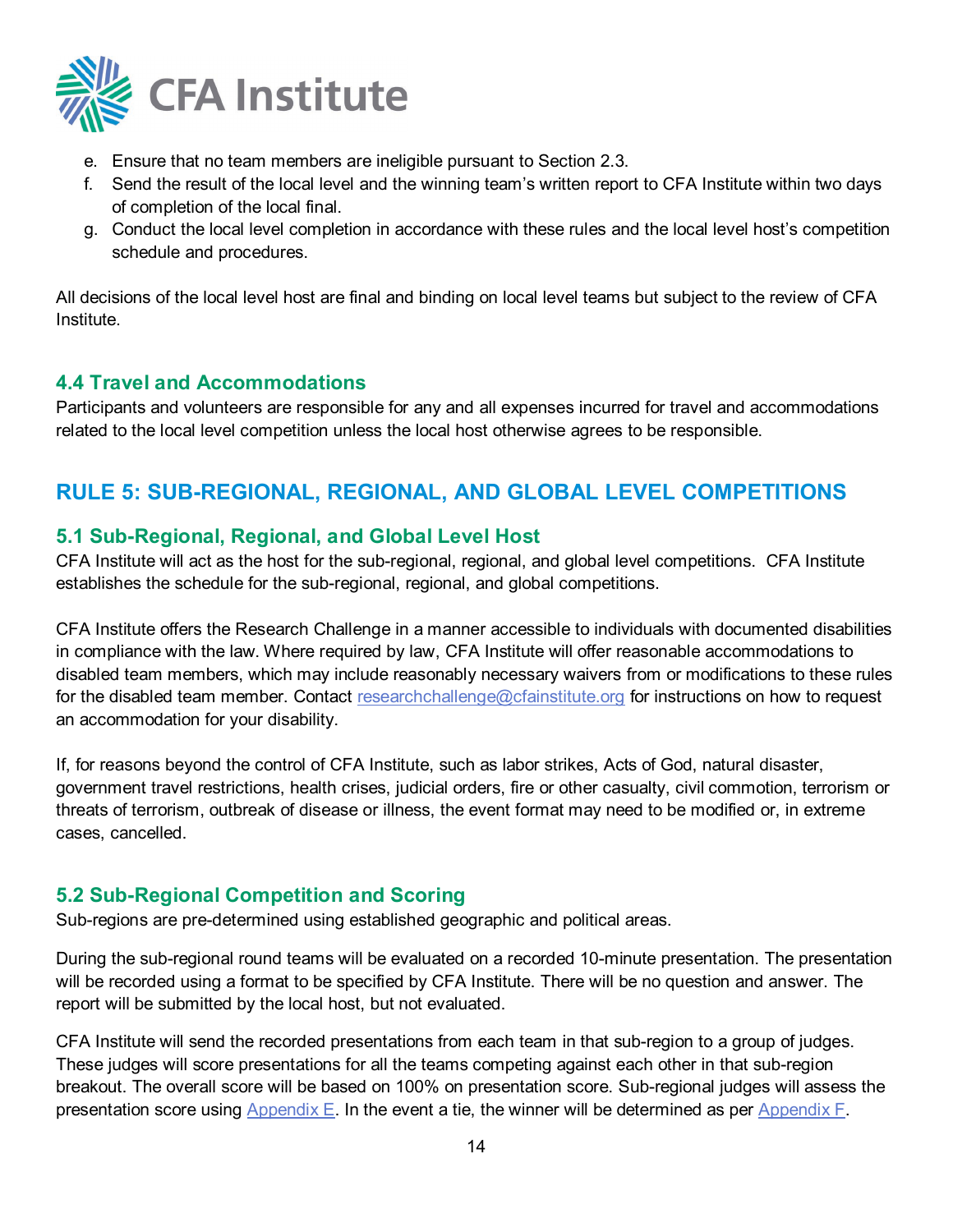e. Ensure that no team members are ineligible pursuant to Section 2.3.
f. Send the result of the local level and the winning team's written report to CFA Institute within two days of completion of the local final.
g. Conduct the local level completion in accordance with these rules and the local level host's competition schedule and procedures.

All decisions of the local level host are final and binding on local level teams but subject to the review of CFA Institute.

### 4.4 Travel and Accommodations

Participants and volunteers are responsible for any and all expenses incurred for travel and accommodations related to the local level competition unless the local host otherwise agrees to be responsible.

## RULE 5: SUB-REGIONAL, REGIONAL, AND GLOBAL LEVEL COMPETITIONS

### 5.1 Sub-Regional, Regional, and Global Level Host

CFA Institute will act as the host for the sub-regional, regional, and global level competitions. CFA Institute establishes the schedule for the sub-regional, regional, and global competitions.

CFA Institute offers the Research Challenge in a manner accessible to individuals with documented disabilities in compliance with the law. Where required by law, CFA Institute will offer reasonable accommodations to disabled team members, which may include reasonably necessary waivers from or modifications to these rules for the disabled team member. Contact researchchallenge@cfainstitute.org for instructions on how to request an accommodation for your disability.

If, for reasons beyond the control of CFA Institute, such as labor strikes, Acts of God, natural disaster, government travel restrictions, health crises, judicial orders, fire or other casualty, civil commotion, terrorism or threats of terrorism, outbreak of disease or illness, the event format may need to be modified or, in extreme cases, cancelled.

### 5.2 Sub-Regional Competition and Scoring

Sub-regions are pre-determined using established geographic and political areas.

During the sub-regional round teams will be evaluated on a recorded 10-minute presentation. The presentation will be recorded using a format to be specified by CFA Institute. There will be no question and answer. The report will be submitted by the local host, but not evaluated.

CFA Institute will send the recorded presentations from each team in that sub-region to a group of judges. These judges will score presentations for all the teams competing against each other in that sub-region breakout. The overall score will be based on 100% on presentation score. Sub-regional judges will assess the presentation score using Appendix E. In the event a tie, the winner will be determined as per Appendix F.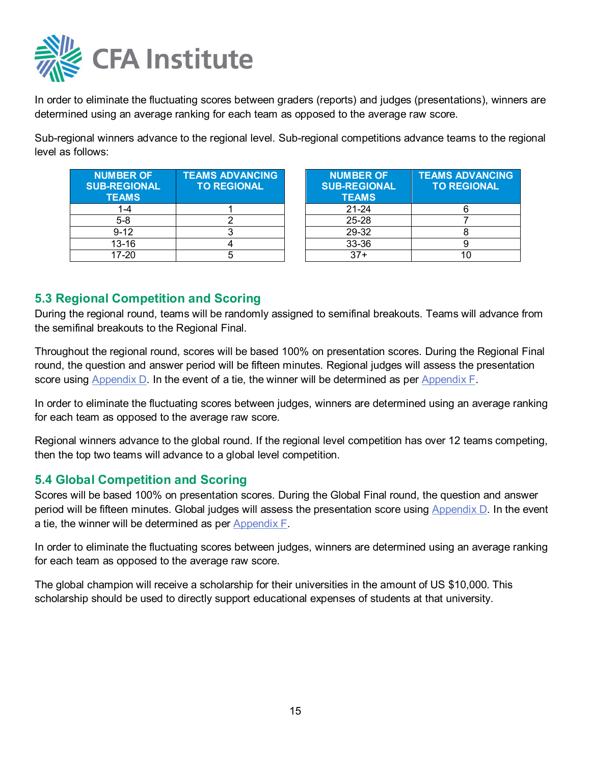In order to eliminate the fluctuating scores between graders (reports) and judges (presentations), winners are determined using an average ranking for each team as opposed to the average raw score.

Sub-regional winners advance to the regional level. Sub-regional competitions advance teams to the regional level as follows:

| NUMBER OF SUB-REGIONAL TEAMS | TEAMS ADVANCING TO REGIONAL |
|---|---|
| 1-4 | 1 |
| 5-8 | 2 |
| 9-12 | 3 |
| 13-16 | 4 |
| 17-20 | 5 |

| NUMBER OF SUB-REGIONAL TEAMS | TEAMS ADVANCING TO REGIONAL |
|---|---|
| 21-24 | 6 |
| 25-28 | 7 |
| 29-32 | 8 |
| 33-36 | 9 |
| 37+ | 10 |

### 5.3 Regional Competition and Scoring

During the regional round, teams will be randomly assigned to semifinal breakouts. Teams will advance from the semifinal breakouts to the Regional Final.

Throughout the regional round, scores will be based 100% on presentation scores. During the Regional Final round, the question and answer period will be fifteen minutes. Regional judges will assess the presentation score using Appendix D. In the event of a tie, the winner will be determined as per Appendix F.

In order to eliminate the fluctuating scores between judges, winners are determined using an average ranking for each team as opposed to the average raw score.

Regional winners advance to the global round. If the regional level competition has over 12 teams competing, then the top two teams will advance to a global level competition.

### 5.4 Global Competition and Scoring

Scores will be based 100% on presentation scores. During the Global Final round, the question and answer period will be fifteen minutes. Global judges will assess the presentation score using Appendix D. In the event a tie, the winner will be determined as per Appendix F.

In order to eliminate the fluctuating scores between judges, winners are determined using an average ranking for each team as opposed to the average raw score.

The global champion will receive a scholarship for their universities in the amount of US $10,000. This scholarship should be used to directly support educational expenses of students at that university.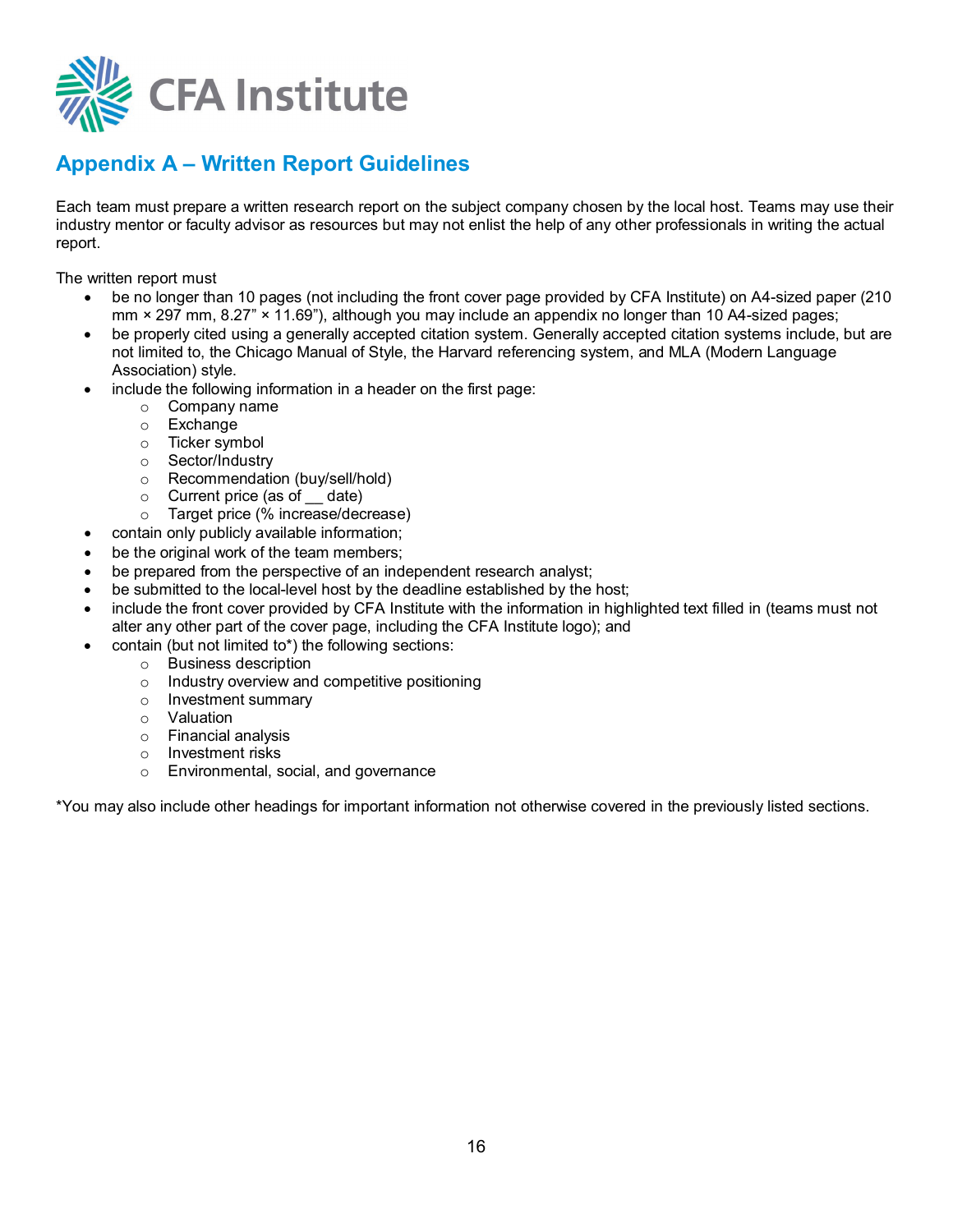## Appendix A – Written Report Guidelines

Each team must prepare a written research report on the subject company chosen by the local host. Teams may use their industry mentor or faculty advisor as resources but may not enlist the help of any other professionals in writing the actual report.

The written report must

- be no longer than 10 pages (not including the front cover page provided by CFA Institute) on A4-sized paper (210 mm × 297 mm, 8.27" × 11.69"), although you may include an appendix no longer than 10 A4-sized pages;
- be properly cited using a generally accepted citation system. Generally accepted citation systems include, but are not limited to, the Chicago Manual of Style, the Harvard referencing system, and MLA (Modern Language Association) style.
- include the following information in a header on the first page:
  - Company name
  - Exchange
  - Ticker symbol
  - Sector/Industry
  - Recommendation (buy/sell/hold)
  - Current price (as of __ date)
  - Target price (% increase/decrease)
- contain only publicly available information;
- be the original work of the team members;
- be prepared from the perspective of an independent research analyst;
- be submitted to the local-level host by the deadline established by the host;
- include the front cover provided by CFA Institute with the information in highlighted text filled in (teams must not alter any other part of the cover page, including the CFA Institute logo); and
- contain (but not limited to*) the following sections:
  - Business description
  - Industry overview and competitive positioning
  - Investment summary
  - Valuation
  - Financial analysis
  - Investment risks
  - Environmental, social, and governance

*You may also include other headings for important information not otherwise covered in the previously listed sections.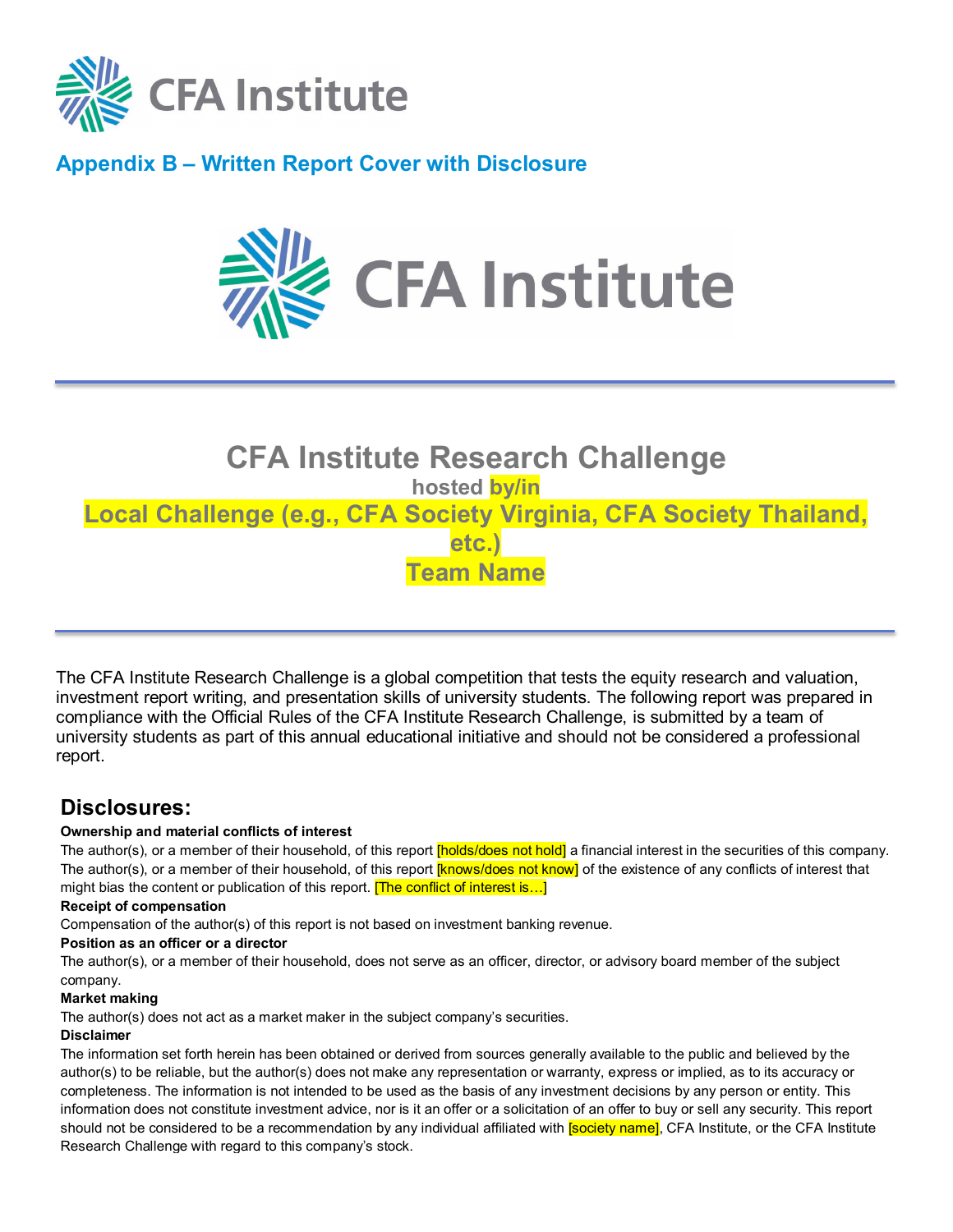CFA Institute

## Appendix B – Written Report Cover with Disclosure

CFA Institute

# CFA Institute Research Challenge

hosted by/in

**Local Challenge (e.g., CFA Society Virginia, CFA Society Thailand, etc.)**

**Team Name**

The CFA Institute Research Challenge is a global competition that tests the equity research and valuation, investment report writing, and presentation skills of university students. The following report was prepared in compliance with the Official Rules of the CFA Institute Research Challenge, is submitted by a team of university students as part of this annual educational initiative and should not be considered a professional report.

## Disclosures:

**Ownership and material conflicts of interest**

The author(s), or a member of their household, of this report [holds/does not hold] a financial interest in the securities of this company. The author(s), or a member of their household, of this report [knows/does not know] of the existence of any conflicts of interest that might bias the content or publication of this report. [The conflict of interest is…]

**Receipt of compensation**

Compensation of the author(s) of this report is not based on investment banking revenue.

**Position as an officer or a director**

The author(s), or a member of their household, does not serve as an officer, director, or advisory board member of the subject company.

**Market making**

The author(s) does not act as a market maker in the subject company's securities.

**Disclaimer**

The information set forth herein has been obtained or derived from sources generally available to the public and believed by the author(s) to be reliable, but the author(s) does not make any representation or warranty, express or implied, as to its accuracy or completeness. The information is not intended to be used as the basis of any investment decisions by any person or entity. This information does not constitute investment advice, nor is it an offer or a solicitation of an offer to buy or sell any security. This report should not be considered to be a recommendation by any individual affiliated with [society name], CFA Institute, or the CFA Institute Research Challenge with regard to this company's stock.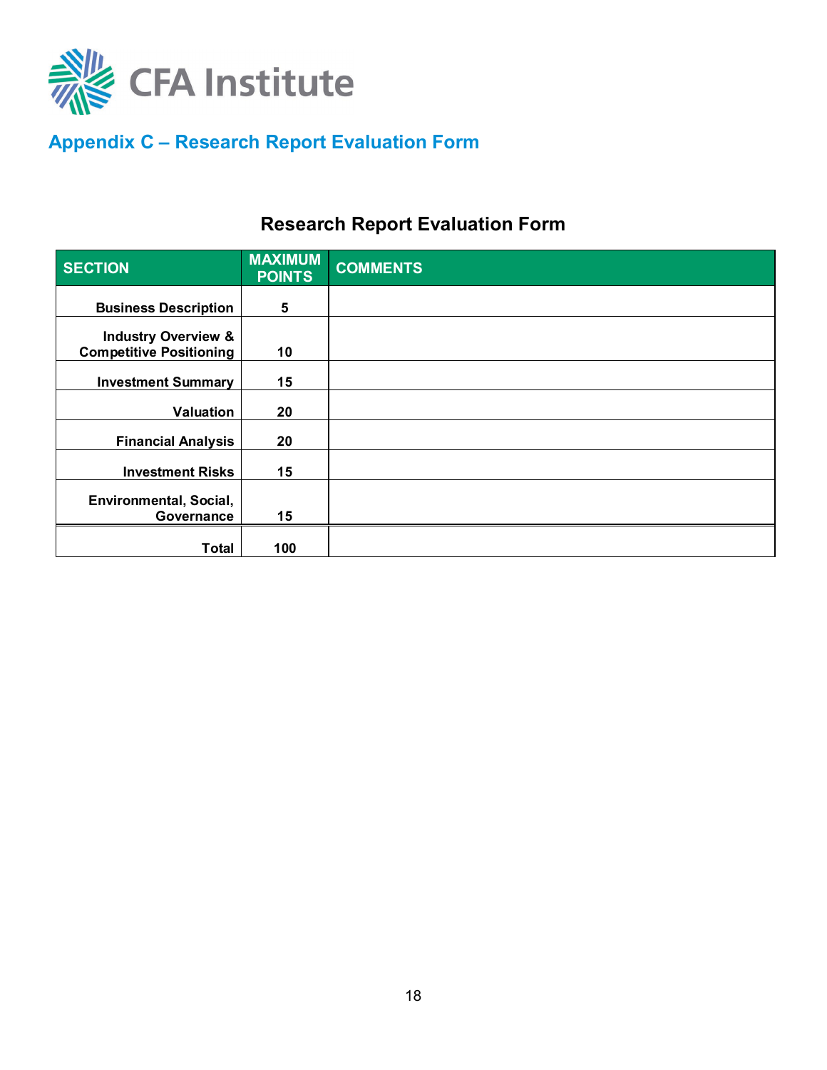CFA Institute

## Appendix C – Research Report Evaluation Form

### Research Report Evaluation Form

| SECTION | MAXIMUM POINTS | COMMENTS |
| --- | --- | --- |
| **Business Description** | **5** | |
| **Industry Overview & Competitive Positioning** | **10** | |
| **Investment Summary** | **15** | |
| **Valuation** | **20** | |
| **Financial Analysis** | **20** | |
| **Investment Risks** | **15** | |
| **Environmental, Social, Governance** | **15** | |
| **Total** | **100** | |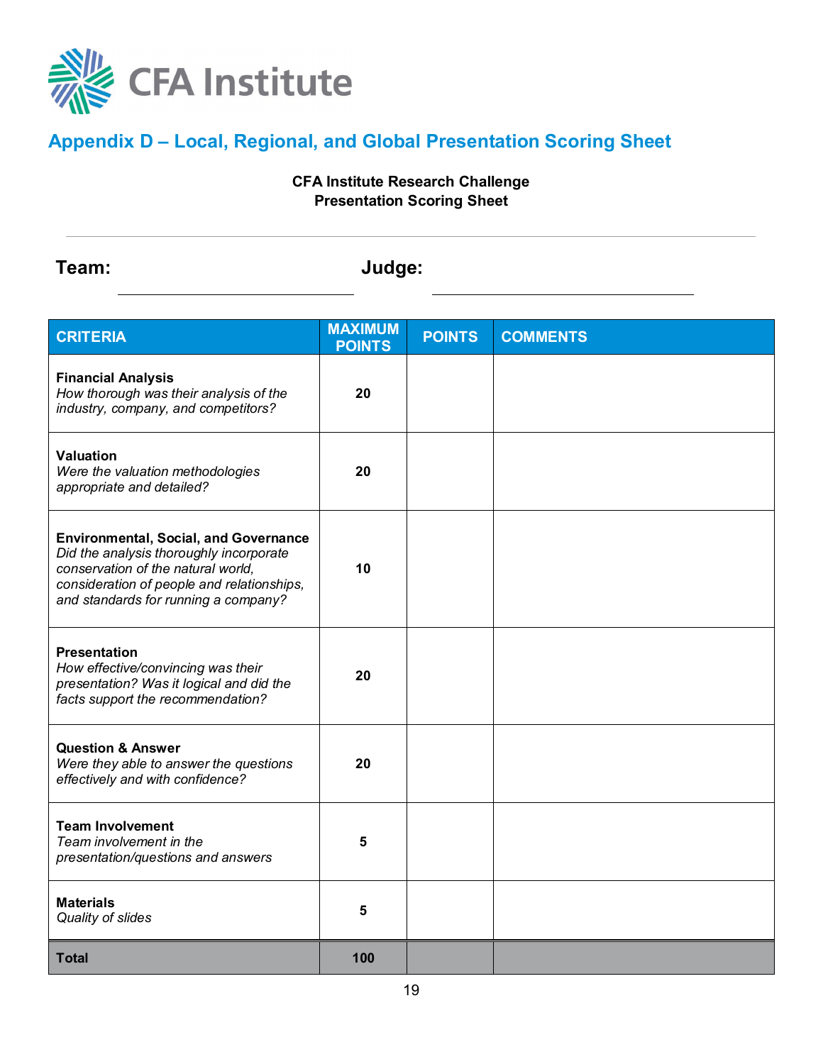CFA Institute

## Appendix D – Local, Regional, and Global Presentation Scoring Sheet

**CFA Institute Research Challenge**
**Presentation Scoring Sheet**

---

**Team:** ____________________ **Judge:** ____________________

| CRITERIA | MAXIMUM POINTS | POINTS | COMMENTS |
|---|---|---|---|
| **Financial Analysis** *How thorough was their analysis of the industry, company, and competitors?* | **20** | | |
| **Valuation** *Were the valuation methodologies appropriate and detailed?* | **20** | | |
| **Environmental, Social, and Governance** *Did the analysis thoroughly incorporate conservation of the natural world, consideration of people and relationships, and standards for running a company?* | **10** | | |
| **Presentation** *How effective/convincing was their presentation? Was it logical and did the facts support the recommendation?* | **20** | | |
| **Question & Answer** *Were they able to answer the questions effectively and with confidence?* | **20** | | |
| **Team Involvement** *Team involvement in the presentation/questions and answers* | **5** | | |
| **Materials** *Quality of slides* | **5** | | |
| **Total** | **100** | | |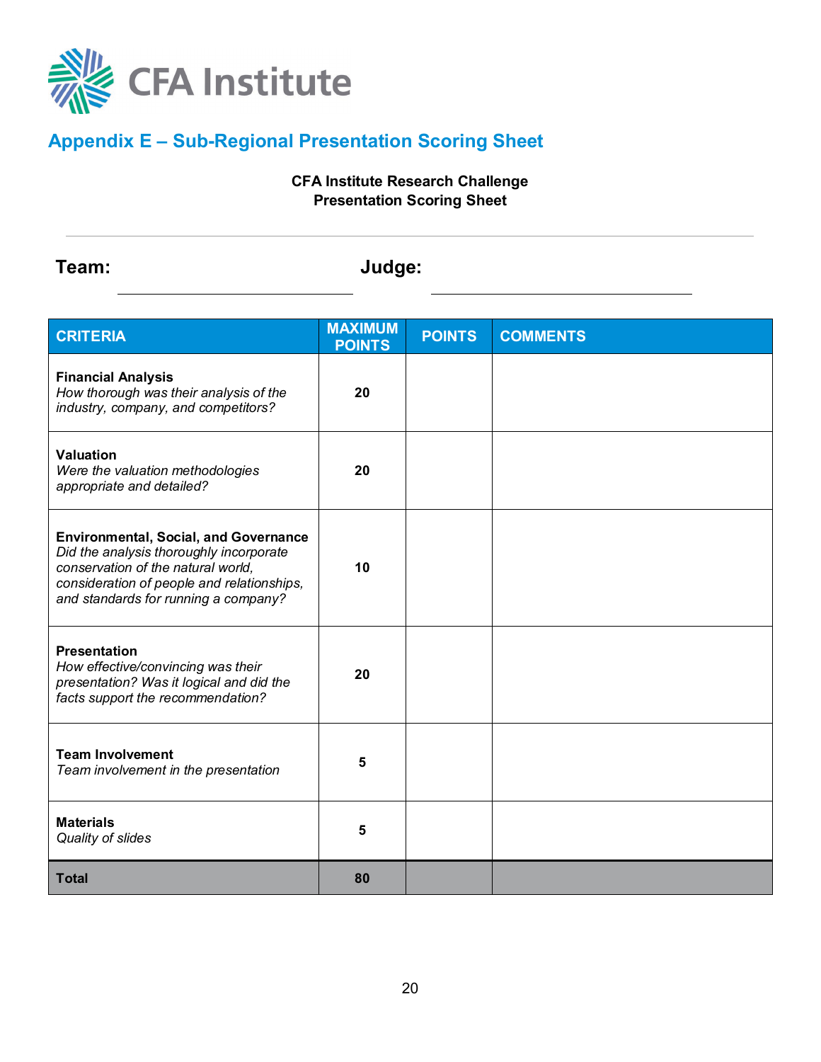CFA Institute

## Appendix E – Sub-Regional Presentation Scoring Sheet

**CFA Institute Research Challenge**
**Presentation Scoring Sheet**

---

**Team:** ______________________ **Judge:** ______________________

| CRITERIA | MAXIMUM POINTS | POINTS | COMMENTS |
|---|---|---|---|
| **Financial Analysis**<br>*How thorough was their analysis of the industry, company, and competitors?* | **20** | | |
| **Valuation**<br>*Were the valuation methodologies appropriate and detailed?* | **20** | | |
| **Environmental, Social, and Governance**<br>*Did the analysis thoroughly incorporate conservation of the natural world, consideration of people and relationships, and standards for running a company?* | **10** | | |
| **Presentation**<br>*How effective/convincing was their presentation? Was it logical and did the facts support the recommendation?* | **20** | | |
| **Team Involvement**<br>*Team involvement in the presentation* | **5** | | |
| **Materials**<br>*Quality of slides* | **5** | | |
| **Total** | **80** | | |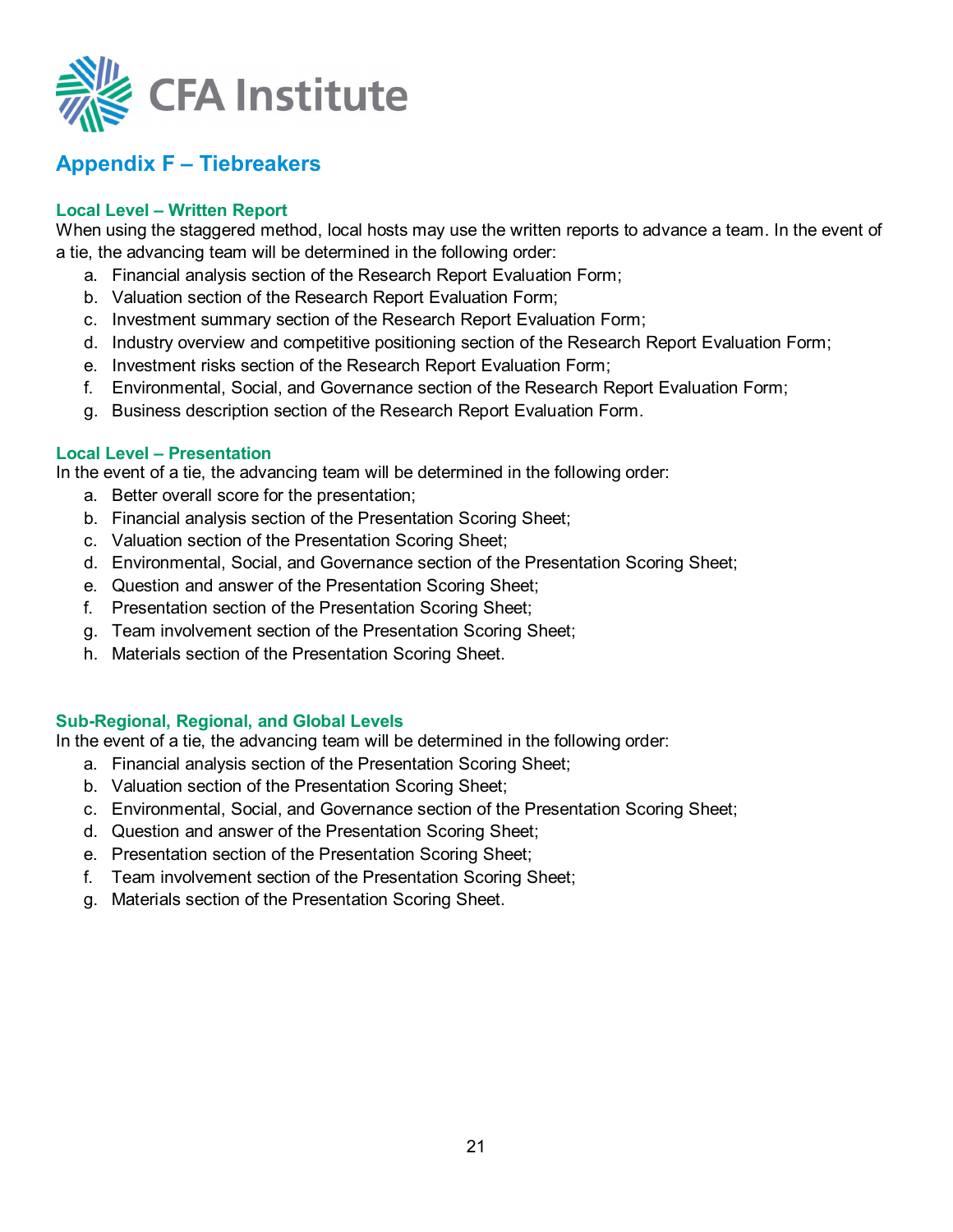# Appendix F – Tiebreakers

### Local Level – Written Report

When using the staggered method, local hosts may use the written reports to advance a team. In the event of a tie, the advancing team will be determined in the following order:

a. Financial analysis section of the Research Report Evaluation Form;
b. Valuation section of the Research Report Evaluation Form;
c. Investment summary section of the Research Report Evaluation Form;
d. Industry overview and competitive positioning section of the Research Report Evaluation Form;
e. Investment risks section of the Research Report Evaluation Form;
f. Environmental, Social, and Governance section of the Research Report Evaluation Form;
g. Business description section of the Research Report Evaluation Form.

### Local Level – Presentation

In the event of a tie, the advancing team will be determined in the following order:

a. Better overall score for the presentation;
b. Financial analysis section of the Presentation Scoring Sheet;
c. Valuation section of the Presentation Scoring Sheet;
d. Environmental, Social, and Governance section of the Presentation Scoring Sheet;
e. Question and answer of the Presentation Scoring Sheet;
f. Presentation section of the Presentation Scoring Sheet;
g. Team involvement section of the Presentation Scoring Sheet;
h. Materials section of the Presentation Scoring Sheet.

### Sub-Regional, Regional, and Global Levels

In the event of a tie, the advancing team will be determined in the following order:

a. Financial analysis section of the Presentation Scoring Sheet;
b. Valuation section of the Presentation Scoring Sheet;
c. Environmental, Social, and Governance section of the Presentation Scoring Sheet;
d. Question and answer of the Presentation Scoring Sheet;
e. Presentation section of the Presentation Scoring Sheet;
f. Team involvement section of the Presentation Scoring Sheet;
g. Materials section of the Presentation Scoring Sheet.